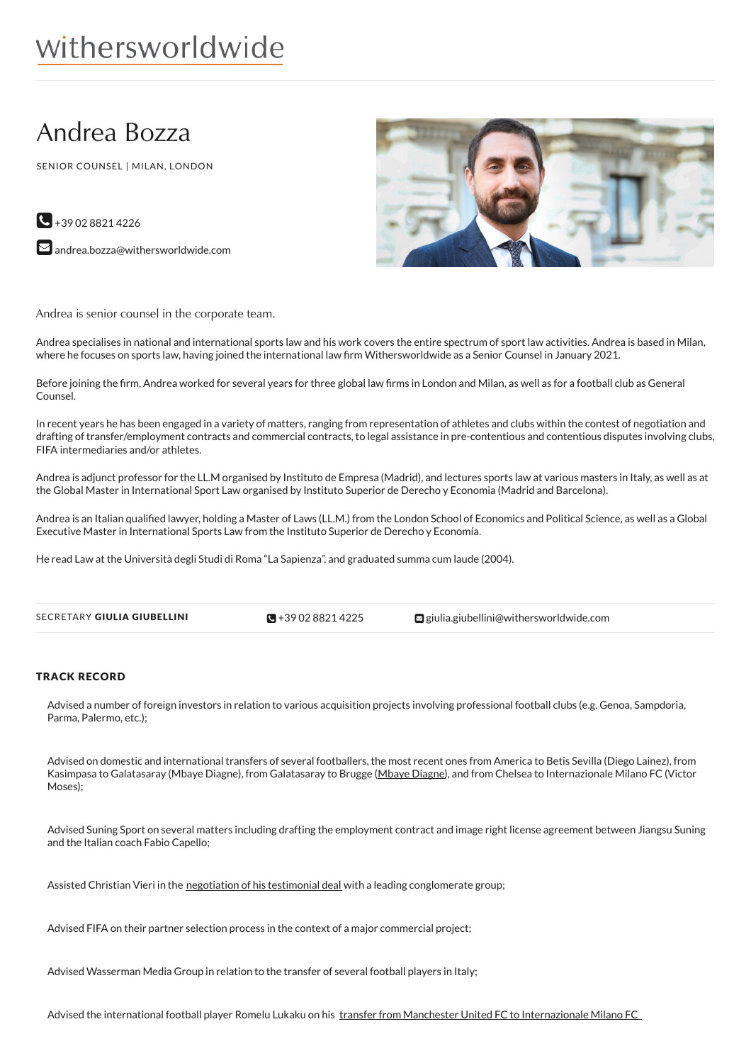withersworldwide

# Andrea Bozza

SENIOR COUNSEL | MILAN, LONDON

+39 02 8821 4226

andrea.bozza@withersworldwide.com

Andrea is senior counsel in the corporate team.

Andrea specialises in national and international sports law and his work covers the entire spectrum of sport law activities. Andrea is based in Milan, where he focuses on sports law, having joined the international law firm Withersworldwide as a Senior Counsel in January 2021.

Before joining the firm, Andrea worked for several years for three global law firms in London and Milan, as well as for a football club as General Counsel.

In recent years he has been engaged in a variety of matters, ranging from representation of athletes and clubs within the contest of negotiation and drafting of transfer/employment contracts and commercial contracts, to legal assistance in pre-contentious and contentious disputes involving clubs, FIFA intermediaries and/or athletes.

Andrea is adjunct professor for the LL.M organised by Instituto de Empresa (Madrid), and lectures sports law at various masters in Italy, as well as at the Global Master in International Sport Law organised by Instituto Superior de Derecho y Economia (Madrid and Barcelona).

Andrea is an Italian qualified lawyer, holding a Master of Laws (LL.M.) from the London School of Economics and Political Science, as well as a Global Executive Master in International Sports Law from the Instituto Superior de Derecho y Economía.

He read Law at the Università degli Studi di Roma "La Sapienza", and graduated summa cum laude (2004).

SECRETARY **GIULIA GIUBELLINI** +39 02 8821 4225 giulia.giubellini@withersworldwide.com

## TRACK RECORD

Advised a number of foreign investors in relation to various acquisition projects involving professional football clubs (e.g. Genoa, Sampdoria, Parma, Palermo, etc.);

Advised on domestic and international transfers of several footballers, the most recent ones from America to Betis Sevilla (Diego Lainez), from Kasimpasa to Galatasaray (Mbaye Diagne), from Galatasaray to Brugge (Mbaye Diagne), and from Chelsea to Internazionale Milano FC (Victor Moses);

Advised Suning Sport on several matters including drafting the employment contract and image right license agreement between Jiangsu Suning and the Italian coach Fabio Capello;

Assisted Christian Vieri in the negotiation of his testimonial deal with a leading conglomerate group;

Advised FIFA on their partner selection process in the context of a major commercial project;

Advised Wasserman Media Group in relation to the transfer of several football players in Italy;

Advised the international football player Romelu Lukaku on his transfer from Manchester United FC to Internazionale Milano FC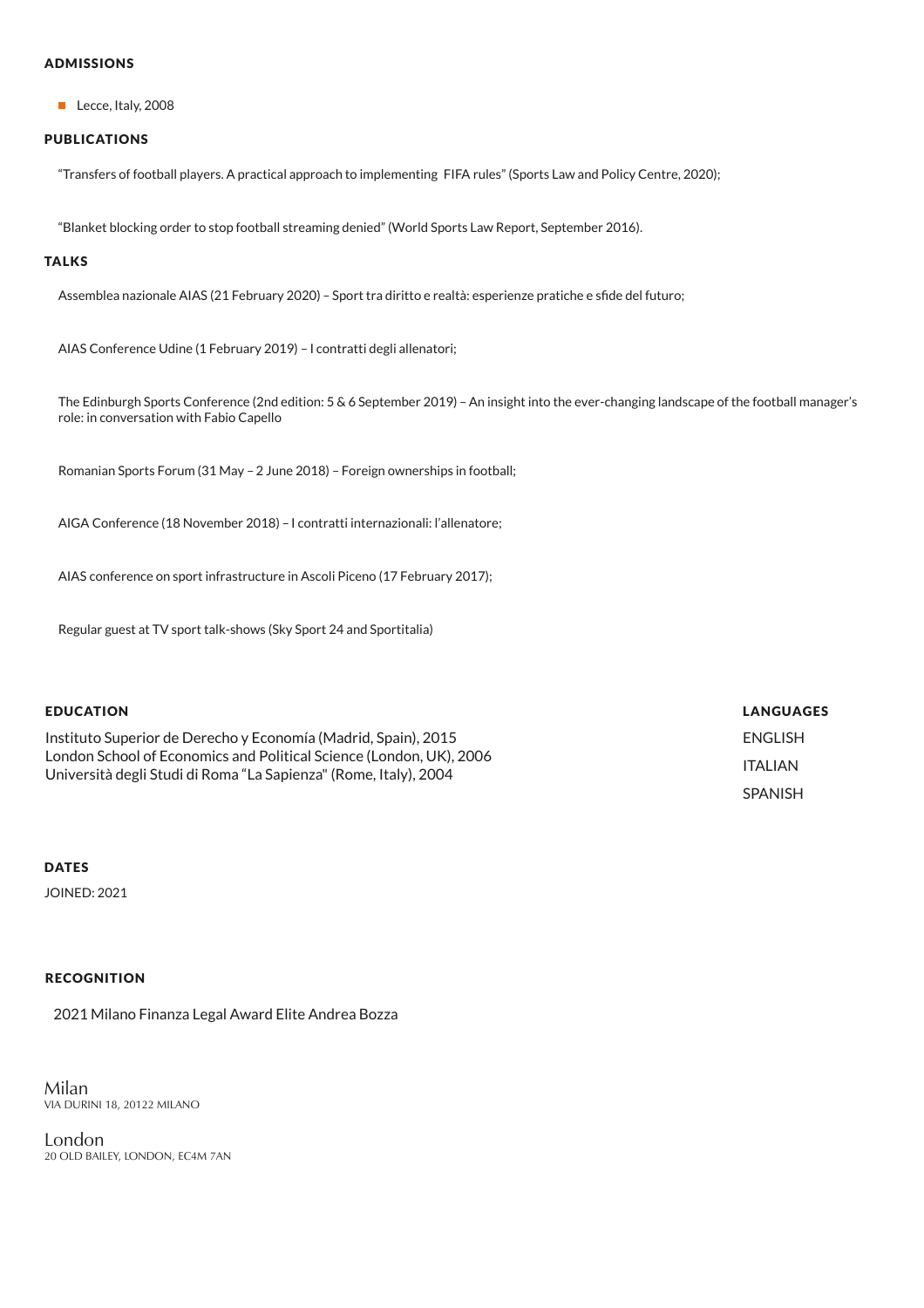## ADMISSIONS

- Lecce, Italy, 2008

## PUBLICATIONS

"Transfers of football players. A practical approach to implementing FIFA rules" (Sports Law and Policy Centre, 2020);

"Blanket blocking order to stop football streaming denied" (World Sports Law Report, September 2016).

## TALKS

Assemblea nazionale AIAS (21 February 2020) – Sport tra diritto e realtà: esperienze pratiche e sfide del futuro;

AIAS Conference Udine (1 February 2019) – I contratti degli allenatori;

The Edinburgh Sports Conference (2nd edition: 5 & 6 September 2019) – An insight into the ever-changing landscape of the football manager's role: in conversation with Fabio Capello

Romanian Sports Forum (31 May – 2 June 2018) – Foreign ownerships in football;

AIGA Conference (18 November 2018) – I contratti internazionali: l'allenatore;

AIAS conference on sport infrastructure in Ascoli Piceno (17 February 2017);

Regular guest at TV sport talk-shows (Sky Sport 24 and Sportitalia)

## EDUCATION

Instituto Superior de Derecho y Economía (Madrid, Spain), 2015
London School of Economics and Political Science (London, UK), 2006
Università degli Studi di Roma "La Sapienza" (Rome, Italy), 2004

## LANGUAGES

ENGLISH

ITALIAN

SPANISH

## DATES

JOINED: 2021

## RECOGNITION

2021 Milano Finanza Legal Award Elite Andrea Bozza

Milan
VIA DURINI 18, 20122 MILANO

London
20 OLD BAILEY, LONDON, EC4M 7AN